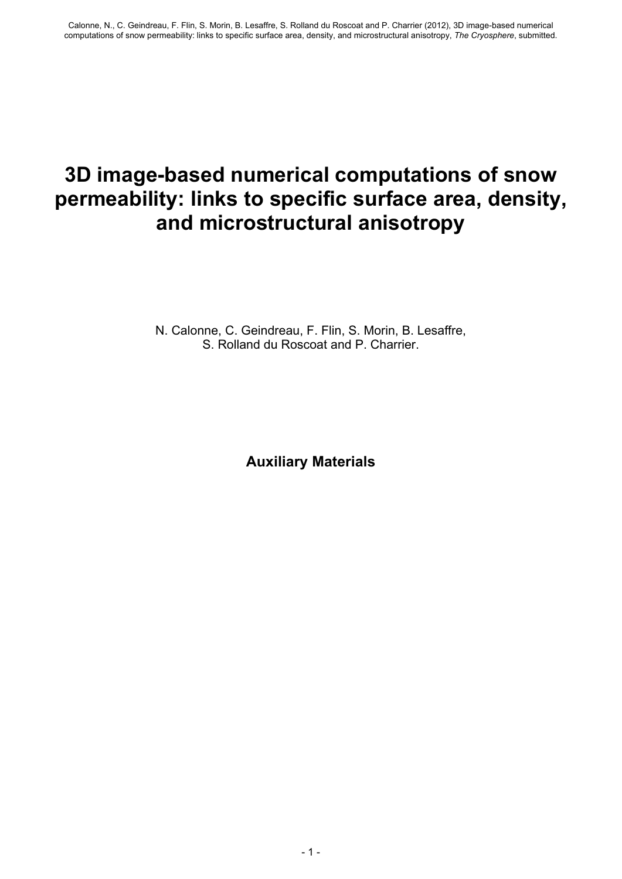# 3D image-based numerical computations of snow permeability: links to specific surface area, density, and microstructural anisotropy

N. Calonne, C. Geindreau, F. Flin, S. Morin, B. Lesaffre, S. Rolland du Roscoat and P. Charrier.

**Auxiliary Materials**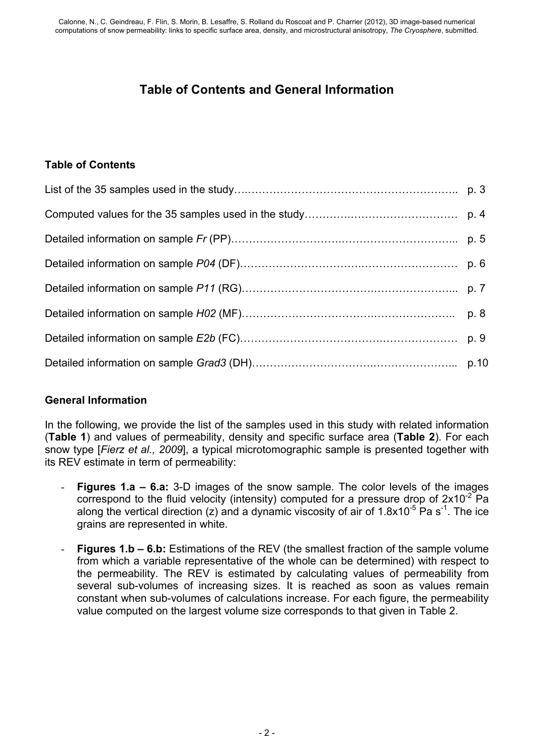# Table of Contents and General Information

## Table of Contents

| | |
|---|---|
| List of the 35 samples used in the study | p. 3 |
| Computed values for the 35 samples used in the study | p. 4 |
| Detailed information on sample *Fr* (PP) | p. 5 |
| Detailed information on sample *P04* (DF) | p. 6 |
| Detailed information on sample *P11* (RG) | p. 7 |
| Detailed information on sample *H02* (MF) | p. 8 |
| Detailed information on sample *E2b* (FC) | p. 9 |
| Detailed information on sample *Grad3* (DH) | p.10 |

## General Information

In the following, we provide the list of the samples used in this study with related information (**Table 1**) and values of permeability, density and specific surface area (**Table 2**). For each snow type [*Fierz et al., 2009*], a typical microtomographic sample is presented together with its REV estimate in term of permeability:

- **Figures 1.a – 6.a:** 3-D images of the snow sample. The color levels of the images correspond to the fluid velocity (intensity) computed for a pressure drop of $2 \times 10^{-2}$ Pa along the vertical direction (z) and a dynamic viscosity of air of $1.8 \times 10^{-5}$ Pa $s^{-1}$. The ice grains are represented in white.
- **Figures 1.b – 6.b:** Estimations of the REV (the smallest fraction of the sample volume from which a variable representative of the whole can be determined) with respect to the permeability. The REV is estimated by calculating values of permeability from several sub-volumes of increasing sizes. It is reached as soon as values remain constant when sub-volumes of calculations increase. For each figure, the permeability value computed on the largest volume size corresponds to that given in Table 2.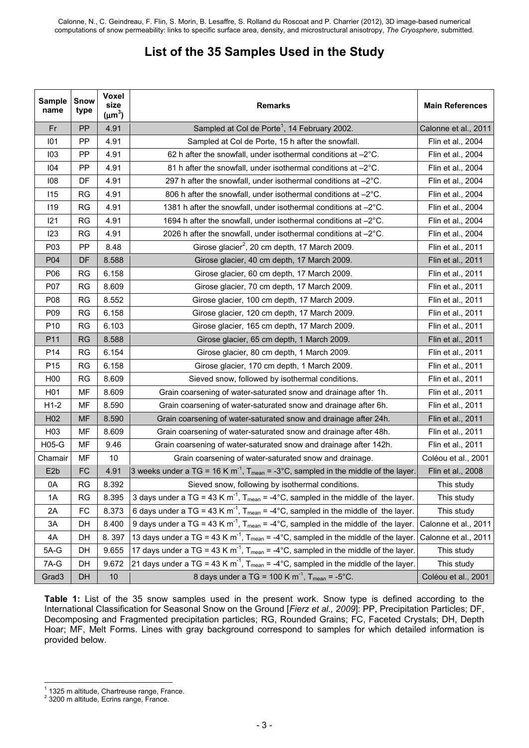# List of the 35 Samples Used in the Study

| Sample name | Snow type | Voxel size ($\mu m^3$) | Remarks | Main References |
|---|---|---|---|---|
| Fr | PP | 4.91 | Sampled at Col de Porte[1], 14 February 2002. | Calonne et al., 2011 |
| I01 | PP | 4.91 | Sampled at Col de Porte, 15 h after the snowfall. | Flin et al., 2004 |
| I03 | PP | 4.91 | 62 h after the snowfall, under isothermal conditions at –2°C. | Flin et al., 2004 |
| I04 | PP | 4.91 | 81 h after the snowfall, under isothermal conditions at –2°C. | Flin et al., 2004 |
| I08 | DF | 4.91 | 297 h after the snowfall, under isothermal conditions at –2°C. | Flin et al., 2004 |
| I15 | RG | 4.91 | 806 h after the snowfall, under isothermal conditions at –2°C. | Flin et al., 2004 |
| I19 | RG | 4.91 | 1381 h after the snowfall, under isothermal conditions at –2°C. | Flin et al., 2004 |
| I21 | RG | 4.91 | 1694 h after the snowfall, under isothermal conditions at –2°C. | Flin et al., 2004 |
| I23 | RG | 4.91 | 2026 h after the snowfall, under isothermal conditions at –2°C. | Flin et al., 2004 |
| P03 | PP | 8.48 | Girose glacier[2], 20 cm depth, 17 March 2009. | Flin et al., 2011 |
| P04 | DF | 8.588 | Girose glacier, 40 cm depth, 17 March 2009. | Flin et al., 2011 |
| P06 | RG | 6.158 | Girose glacier, 60 cm depth, 17 March 2009. | Flin et al., 2011 |
| P07 | RG | 8.609 | Girose glacier, 70 cm depth, 17 March 2009. | Flin et al., 2011 |
| P08 | RG | 8.552 | Girose glacier, 100 cm depth, 17 March 2009. | Flin et al., 2011 |
| P09 | RG | 6.158 | Girose glacier, 120 cm depth, 17 March 2009. | Flin et al., 2011 |
| P10 | RG | 6.103 | Girose glacier, 165 cm depth, 17 March 2009. | Flin et al., 2011 |
| P11 | RG | 8.588 | Girose glacier, 65 cm depth, 1 March 2009. | Flin et al., 2011 |
| P14 | RG | 6.154 | Girose glacier, 80 cm depth, 1 March 2009. | Flin et al., 2011 |
| P15 | RG | 6.158 | Girose glacier, 170 cm depth, 1 March 2009. | Flin et al., 2011 |
| H00 | RG | 8.609 | Sieved snow, followed by isothermal conditions. | Flin et al., 2011 |
| H01 | MF | 8.609 | Grain coarsening of water-saturated snow and drainage after 1h. | Flin et al., 2011 |
| H1-2 | MF | 8.590 | Grain coarsening of water-saturated snow and drainage after 6h. | Flin et al., 2011 |
| H02 | MF | 8.590 | Grain coarsening of water-saturated snow and drainage after 24h. | Flin et al., 2011 |
| H03 | MF | 8.609 | Grain coarsening of water-saturated snow and drainage after 48h. | Flin et al., 2011 |
| H05-G | MF | 9.46 | Grain coarsening of water-saturated snow and drainage after 142h. | Flin et al., 2011 |
| Chamair | MF | 10 | Grain coarsening of water-saturated snow and drainage. | Coléou et al., 2001 |
| E2b | FC | 4.91 | 3 weeks under a TG = 16 K $m^{-1}$, $T_{mean}$ = -3°C, sampled in the middle of the layer. | Flin et al., 2008 |
| 0A | RG | 8.392 | Sieved snow, following by isothermal conditions. | This study |
| 1A | RG | 8.395 | 3 days under a TG = 43 K $m^{-1}$, $T_{mean}$ = -4°C, sampled in the middle of the layer. | This study |
| 2A | FC | 8.373 | 6 days under a TG = 43 K $m^{-1}$, $T_{mean}$ = -4°C, sampled in the middle of the layer. | This study |
| 3A | DH | 8.400 | 9 days under a TG = 43 K $m^{-1}$, $T_{mean}$ = -4°C, sampled in the middle of the layer. | Calonne et al., 2011 |
| 4A | DH | 8. 397 | 13 days under a TG = 43 K $m^{-1}$, $T_{mean}$ = -4°C, sampled in the middle of the layer. | Calonne et al., 2011 |
| 5A-G | DH | 9.655 | 17 days under a TG = 43 K $m^{-1}$, $T_{mean}$ = -4°C, sampled in the middle of the layer. | This study |
| 7A-G | DH | 9.672 | 21 days under a TG = 43 K $m^{-1}$, $T_{mean}$ = -4°C, sampled in the middle of the layer. | This study |
| Grad3 | DH | 10 | 8 days under a TG = 100 K $m^{-1}$, $T_{mean}$ = -5°C. | Coléou et al., 2001 |

**Table 1:** List of the 35 snow samples used in the present work. Snow type is defined according to the International Classification for Seasonal Snow on the Ground [*Fierz et al., 2009*]: PP, Precipitation Particles; DF, Decomposing and Fragmented precipitation particles; RG, Rounded Grains; FC, Faceted Crystals; DH, Depth Hoar; MF, Melt Forms. Lines with gray background correspond to samples for which detailed information is provided below.

[1] 1325 m altitude, Chartreuse range, France.
[2] 3200 m altitude, Ecrins range, France.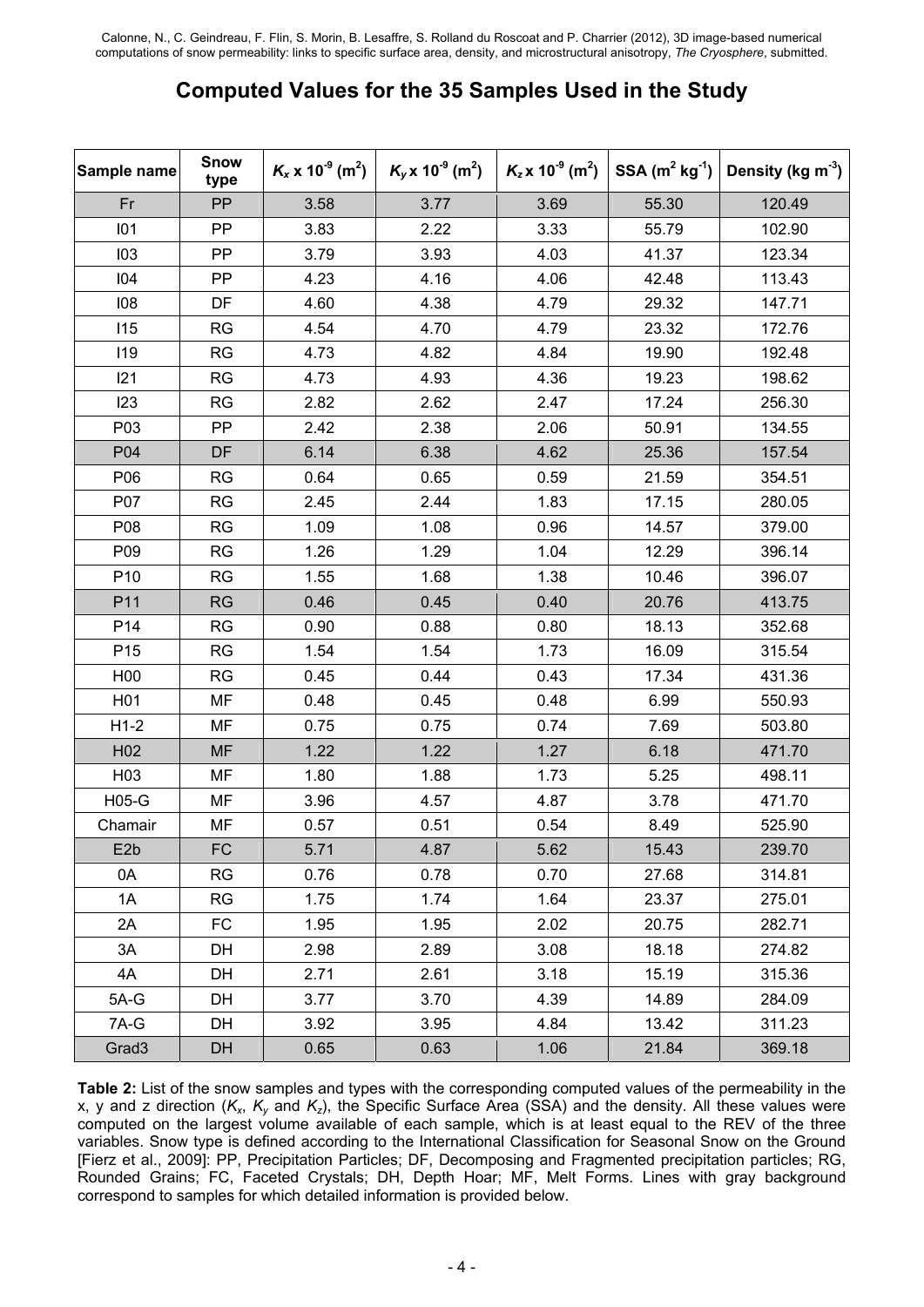## Computed Values for the 35 Samples Used in the Study

| Sample name | Snow type | $K_x$ x $10^{-9}$ ($m^2$) | $K_y$ x $10^{-9}$ ($m^2$) | $K_z$ x $10^{-9}$ ($m^2$) | SSA ($m^2$ $kg^{-1}$) | Density (kg $m^{-3}$) |
|---|---|---|---|---|---|---|
| Fr | PP | 3.58 | 3.77 | 3.69 | 55.30 | 120.49 |
| I01 | PP | 3.83 | 2.22 | 3.33 | 55.79 | 102.90 |
| I03 | PP | 3.79 | 3.93 | 4.03 | 41.37 | 123.34 |
| I04 | PP | 4.23 | 4.16 | 4.06 | 42.48 | 113.43 |
| I08 | DF | 4.60 | 4.38 | 4.79 | 29.32 | 147.71 |
| I15 | RG | 4.54 | 4.70 | 4.79 | 23.32 | 172.76 |
| I19 | RG | 4.73 | 4.82 | 4.84 | 19.90 | 192.48 |
| I21 | RG | 4.73 | 4.93 | 4.36 | 19.23 | 198.62 |
| I23 | RG | 2.82 | 2.62 | 2.47 | 17.24 | 256.30 |
| P03 | PP | 2.42 | 2.38 | 2.06 | 50.91 | 134.55 |
| P04 | DF | 6.14 | 6.38 | 4.62 | 25.36 | 157.54 |
| P06 | RG | 0.64 | 0.65 | 0.59 | 21.59 | 354.51 |
| P07 | RG | 2.45 | 2.44 | 1.83 | 17.15 | 280.05 |
| P08 | RG | 1.09 | 1.08 | 0.96 | 14.57 | 379.00 |
| P09 | RG | 1.26 | 1.29 | 1.04 | 12.29 | 396.14 |
| P10 | RG | 1.55 | 1.68 | 1.38 | 10.46 | 396.07 |
| P11 | RG | 0.46 | 0.45 | 0.40 | 20.76 | 413.75 |
| P14 | RG | 0.90 | 0.88 | 0.80 | 18.13 | 352.68 |
| P15 | RG | 1.54 | 1.54 | 1.73 | 16.09 | 315.54 |
| H00 | RG | 0.45 | 0.44 | 0.43 | 17.34 | 431.36 |
| H01 | MF | 0.48 | 0.45 | 0.48 | 6.99 | 550.93 |
| H1-2 | MF | 0.75 | 0.75 | 0.74 | 7.69 | 503.80 |
| H02 | MF | 1.22 | 1.22 | 1.27 | 6.18 | 471.70 |
| H03 | MF | 1.80 | 1.88 | 1.73 | 5.25 | 498.11 |
| H05-G | MF | 3.96 | 4.57 | 4.87 | 3.78 | 471.70 |
| Chamair | MF | 0.57 | 0.51 | 0.54 | 8.49 | 525.90 |
| E2b | FC | 5.71 | 4.87 | 5.62 | 15.43 | 239.70 |
| 0A | RG | 0.76 | 0.78 | 0.70 | 27.68 | 314.81 |
| 1A | RG | 1.75 | 1.74 | 1.64 | 23.37 | 275.01 |
| 2A | FC | 1.95 | 1.95 | 2.02 | 20.75 | 282.71 |
| 3A | DH | 2.98 | 2.89 | 3.08 | 18.18 | 274.82 |
| 4A | DH | 2.71 | 2.61 | 3.18 | 15.19 | 315.36 |
| 5A-G | DH | 3.77 | 3.70 | 4.39 | 14.89 | 284.09 |
| 7A-G | DH | 3.92 | 3.95 | 4.84 | 13.42 | 311.23 |
| Grad3 | DH | 0.65 | 0.63 | 1.06 | 21.84 | 369.18 |

**Table 2:** List of the snow samples and types with the corresponding computed values of the permeability in the x, y and z direction ($K_x$, $K_y$ and $K_z$), the Specific Surface Area (SSA) and the density. All these values were computed on the largest volume available of each sample, which is at least equal to the REV of the three variables. Snow type is defined according to the International Classification for Seasonal Snow on the Ground [Fierz et al., 2009]: PP, Precipitation Particles; DF, Decomposing and Fragmented precipitation particles; RG, Rounded Grains; FC, Faceted Crystals; DH, Depth Hoar; MF, Melt Forms. Lines with gray background correspond to samples for which detailed information is provided below.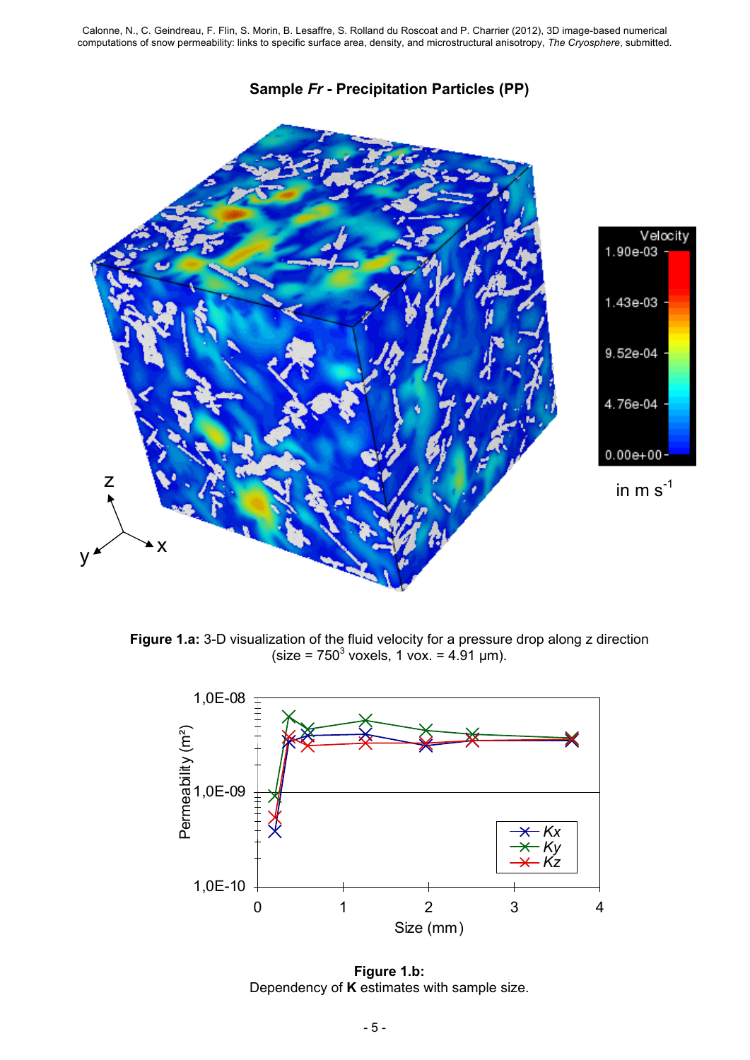**Sample *Fr* - Precipitation Particles (PP)**

**Figure 1.a:** 3-D visualization of the fluid velocity for a pressure drop along z direction (size = $750^3$ voxels, 1 vox. = 4.91 µm).

**Figure 1.b:**
Dependency of **K** estimates with sample size.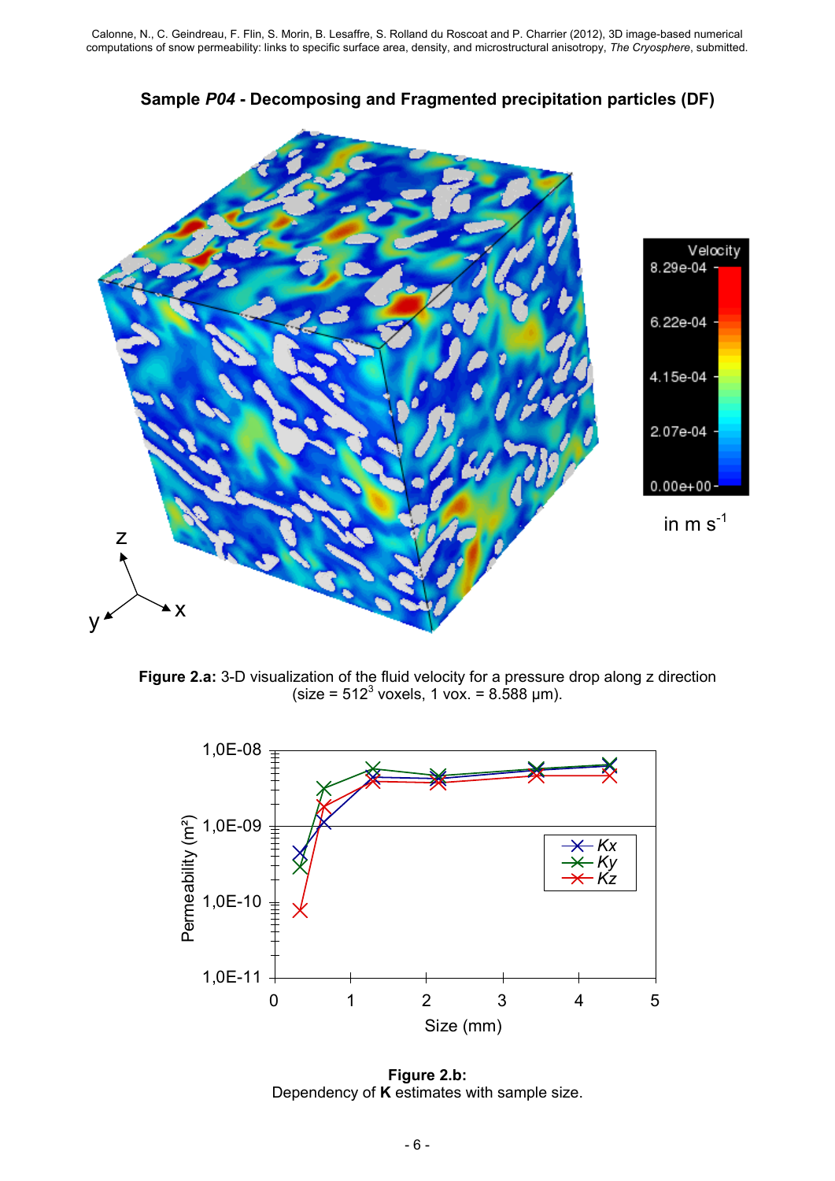## Sample *P04* - Decomposing and Fragmented precipitation particles (DF)

**Figure 2.a:** 3-D visualization of the fluid velocity for a pressure drop along z direction (size = $512^3$ voxels, 1 vox. = 8.588 μm).

**Figure 2.b:**
Dependency of **K** estimates with sample size.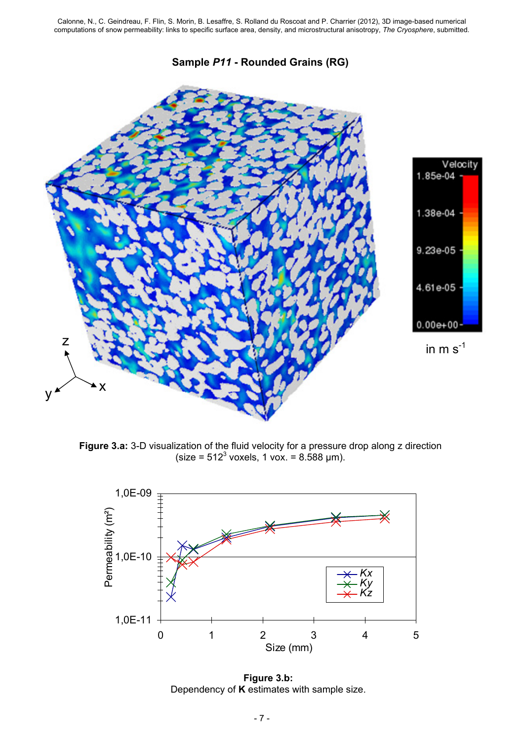**Sample *P11* - Rounded Grains (RG)**

**Figure 3.a:** 3-D visualization of the fluid velocity for a pressure drop along z direction (size = $512^3$ voxels, 1 vox. = 8.588 µm).

**Figure 3.b:** Dependency of **K** estimates with sample size.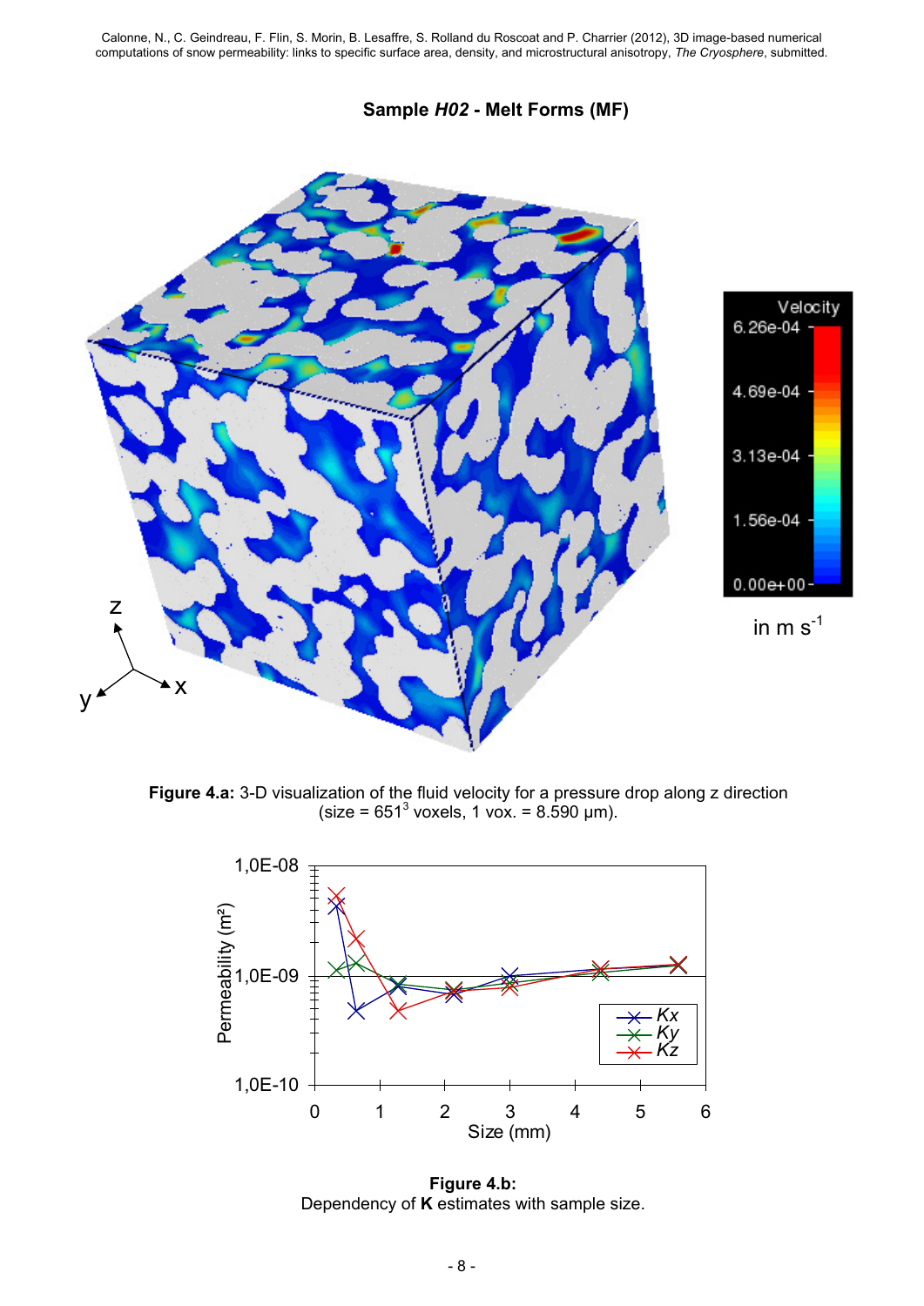**Sample *H02* - Melt Forms (MF)**

**Figure 4.a:** 3-D visualization of the fluid velocity for a pressure drop along z direction (size = $651^3$ voxels, 1 vox. = 8.590 µm).

**Figure 4.b:**
Dependency of **K** estimates with sample size.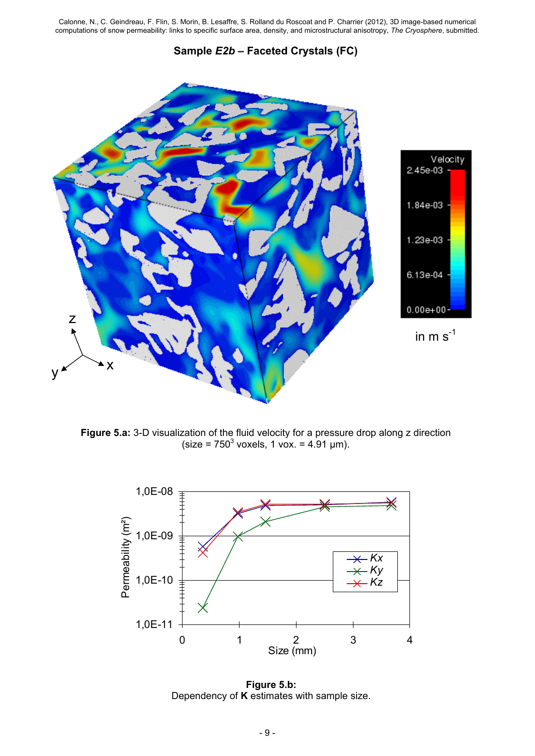## Sample *E2b* – Faceted Crystals (FC)

**Figure 5.a:** 3-D visualization of the fluid velocity for a pressure drop along z direction (size = $750^3$ voxels, 1 vox. = 4.91 µm).

**Figure 5.b:** Dependency of **K** estimates with sample size.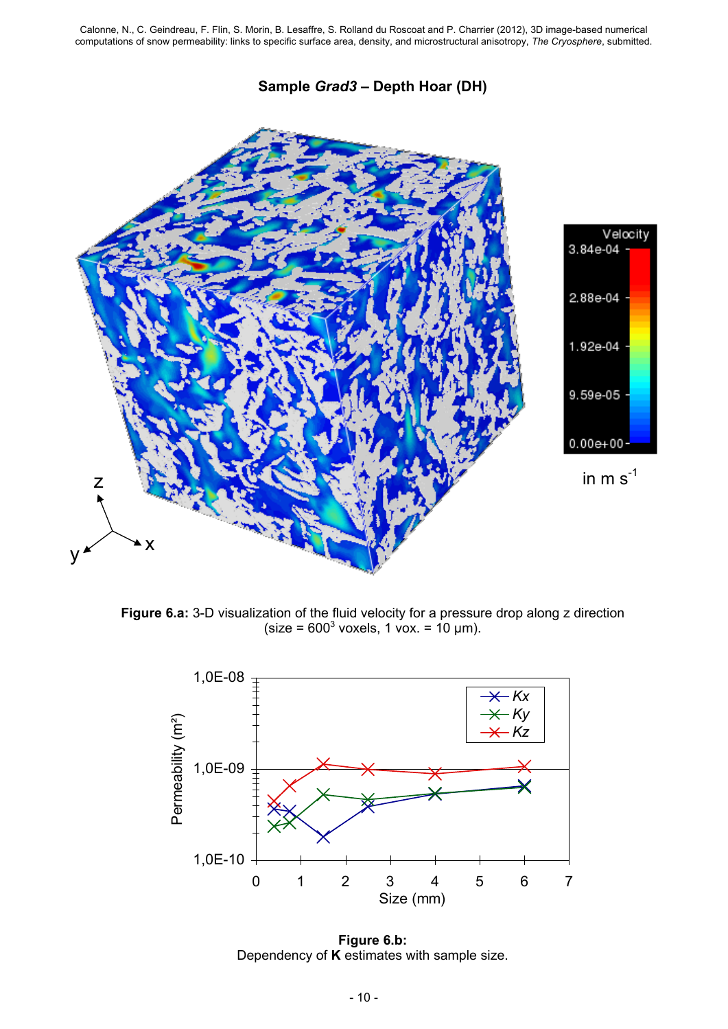**Sample *Grad3* – Depth Hoar (DH)**

Velocity
3.84e-04
2.88e-04
1.92e-04
9.59e-05
0.00e+00
in m s$^{-1}$

z
y
x

**Figure 6.a:** 3-D visualization of the fluid velocity for a pressure drop along z direction (size = $600^3$ voxels, 1 vox. = 10 µm).

1,0E-08
1,0E-09
1,0E-10
Permeability (m²)
0 1 2 3 4 5 6 7
Size (mm)
*Kx*
*Ky*
*Kz*

**Figure 6.b:**
Dependency of **K** estimates with sample size.